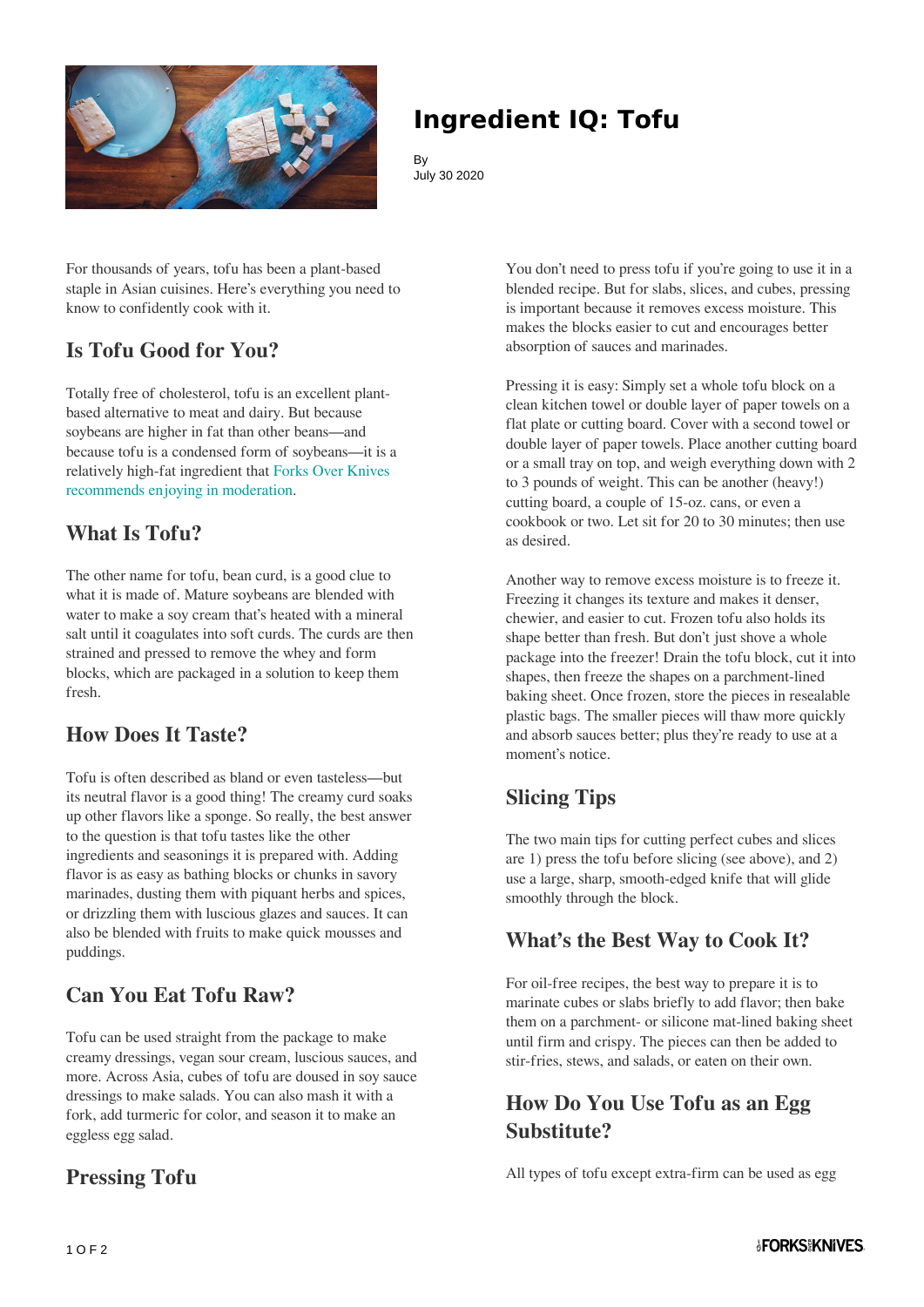# Ingredient IQ: Tofu

By
July 30 2020

For thousands of years, tofu has been a plant-based staple in Asian cuisines. Here's everything you need to know to confidently cook with it.

## Is Tofu Good for You?

Totally free of cholesterol, tofu is an excellent plant-based alternative to meat and dairy. But because soybeans are higher in fat than other beans—and because tofu is a condensed form of soybeans—it is a relatively high-fat ingredient that Forks Over Knives recommends enjoying in moderation.

## What Is Tofu?

The other name for tofu, bean curd, is a good clue to what it is made of. Mature soybeans are blended with water to make a soy cream that's heated with a mineral salt until it coagulates into soft curds. The curds are then strained and pressed to remove the whey and form blocks, which are packaged in a solution to keep them fresh.

## How Does It Taste?

Tofu is often described as bland or even tasteless—but its neutral flavor is a good thing! The creamy curd soaks up other flavors like a sponge. So really, the best answer to the question is that tofu tastes like the other ingredients and seasonings it is prepared with. Adding flavor is as easy as bathing blocks or chunks in savory marinades, dusting them with piquant herbs and spices, or drizzling them with luscious glazes and sauces. It can also be blended with fruits to make quick mousses and puddings.

## Can You Eat Tofu Raw?

Tofu can be used straight from the package to make creamy dressings, vegan sour cream, luscious sauces, and more. Across Asia, cubes of tofu are doused in soy sauce dressings to make salads. You can also mash it with a fork, add turmeric for color, and season it to make an eggless egg salad.

## Pressing Tofu

You don't need to press tofu if you're going to use it in a blended recipe. But for slabs, slices, and cubes, pressing is important because it removes excess moisture. This makes the blocks easier to cut and encourages better absorption of sauces and marinades.

Pressing it is easy: Simply set a whole tofu block on a clean kitchen towel or double layer of paper towels on a flat plate or cutting board. Cover with a second towel or double layer of paper towels. Place another cutting board or a small tray on top, and weigh everything down with 2 to 3 pounds of weight. This can be another (heavy!) cutting board, a couple of 15-oz. cans, or even a cookbook or two. Let sit for 20 to 30 minutes; then use as desired.

Another way to remove excess moisture is to freeze it. Freezing it changes its texture and makes it denser, chewier, and easier to cut. Frozen tofu also holds its shape better than fresh. But don't just shove a whole package into the freezer! Drain the tofu block, cut it into shapes, then freeze the shapes on a parchment-lined baking sheet. Once frozen, store the pieces in resealable plastic bags. The smaller pieces will thaw more quickly and absorb sauces better; plus they're ready to use at a moment's notice.

## Slicing Tips

The two main tips for cutting perfect cubes and slices are 1) press the tofu before slicing (see above), and 2) use a large, sharp, smooth-edged knife that will glide smoothly through the block.

## What's the Best Way to Cook It?

For oil-free recipes, the best way to prepare it is to marinate cubes or slabs briefly to add flavor; then bake them on a parchment- or silicone mat-lined baking sheet until firm and crispy. The pieces can then be added to stir-fries, stews, and salads, or eaten on their own.

## How Do You Use Tofu as an Egg Substitute?

All types of tofu except extra-firm can be used as egg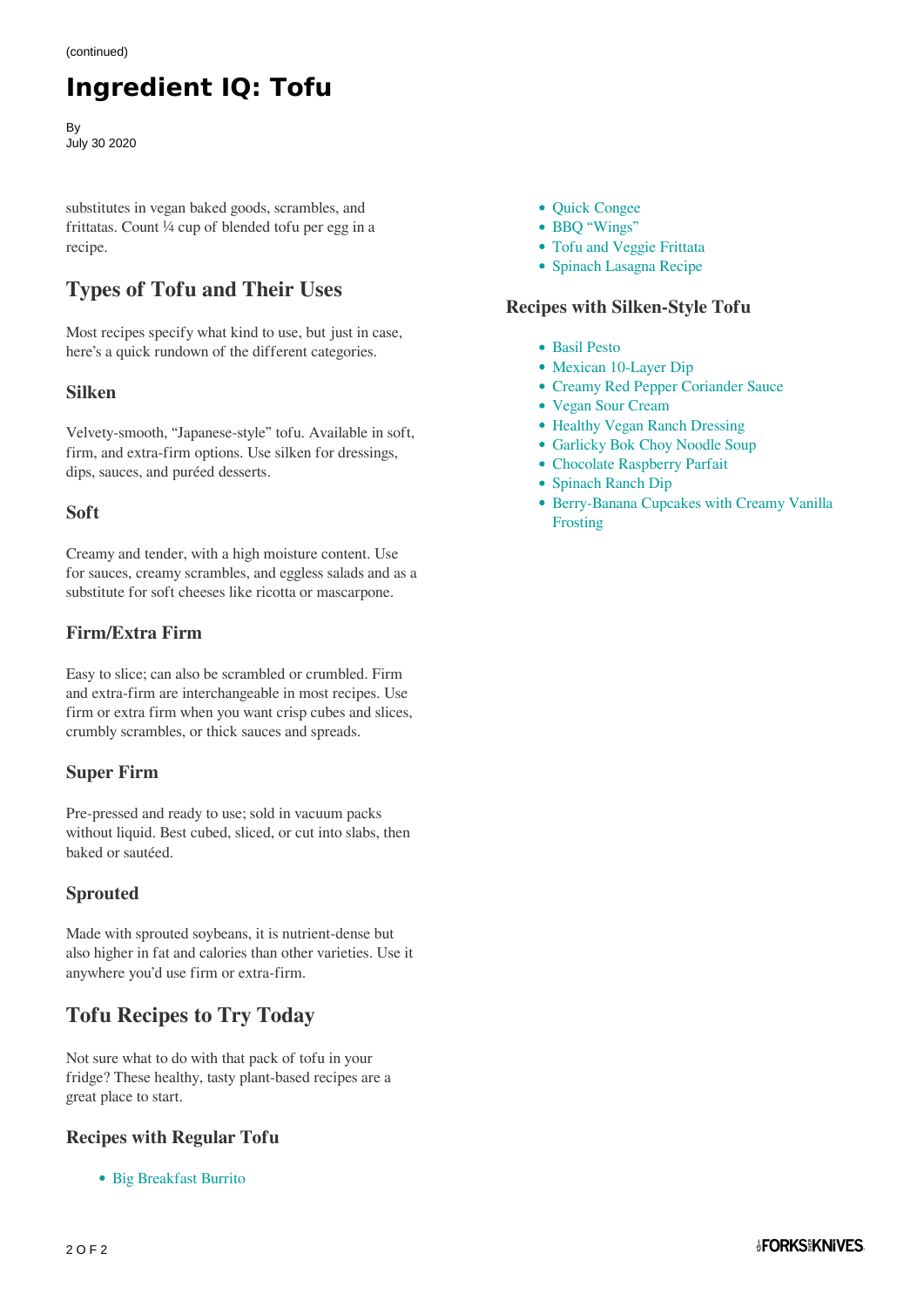substitutes in vegan baked goods, scrambles, and frittatas. Count ¼ cup of blended tofu per egg in a recipe.

## Types of Tofu and Their Uses

Most recipes specify what kind to use, but just in case, here's a quick rundown of the different categories.

### Silken

Velvety-smooth, "Japanese-style" tofu. Available in soft, firm, and extra-firm options. Use silken for dressings, dips, sauces, and puréed desserts.

### Soft

Creamy and tender, with a high moisture content. Use for sauces, creamy scrambles, and eggless salads and as a substitute for soft cheeses like ricotta or mascarpone.

### Firm/Extra Firm

Easy to slice; can also be scrambled or crumbled. Firm and extra-firm are interchangeable in most recipes. Use firm or extra firm when you want crisp cubes and slices, crumbly scrambles, or thick sauces and spreads.

### Super Firm

Pre-pressed and ready to use; sold in vacuum packs without liquid. Best cubed, sliced, or cut into slabs, then baked or sautéed.

### Sprouted

Made with sprouted soybeans, it is nutrient-dense but also higher in fat and calories than other varieties. Use it anywhere you'd use firm or extra-firm.

## Tofu Recipes to Try Today

Not sure what to do with that pack of tofu in your fridge? These healthy, tasty plant-based recipes are a great place to start.

### Recipes with Regular Tofu

- Big Breakfast Burrito
- Quick Congee
- BBQ "Wings"
- Tofu and Veggie Frittata
- Spinach Lasagna Recipe

### Recipes with Silken-Style Tofu

- Basil Pesto
- Mexican 10-Layer Dip
- Creamy Red Pepper Coriander Sauce
- Vegan Sour Cream
- Healthy Vegan Ranch Dressing
- Garlicky Bok Choy Noodle Soup
- Chocolate Raspberry Parfait
- Spinach Ranch Dip
- Berry-Banana Cupcakes with Creamy Vanilla Frosting